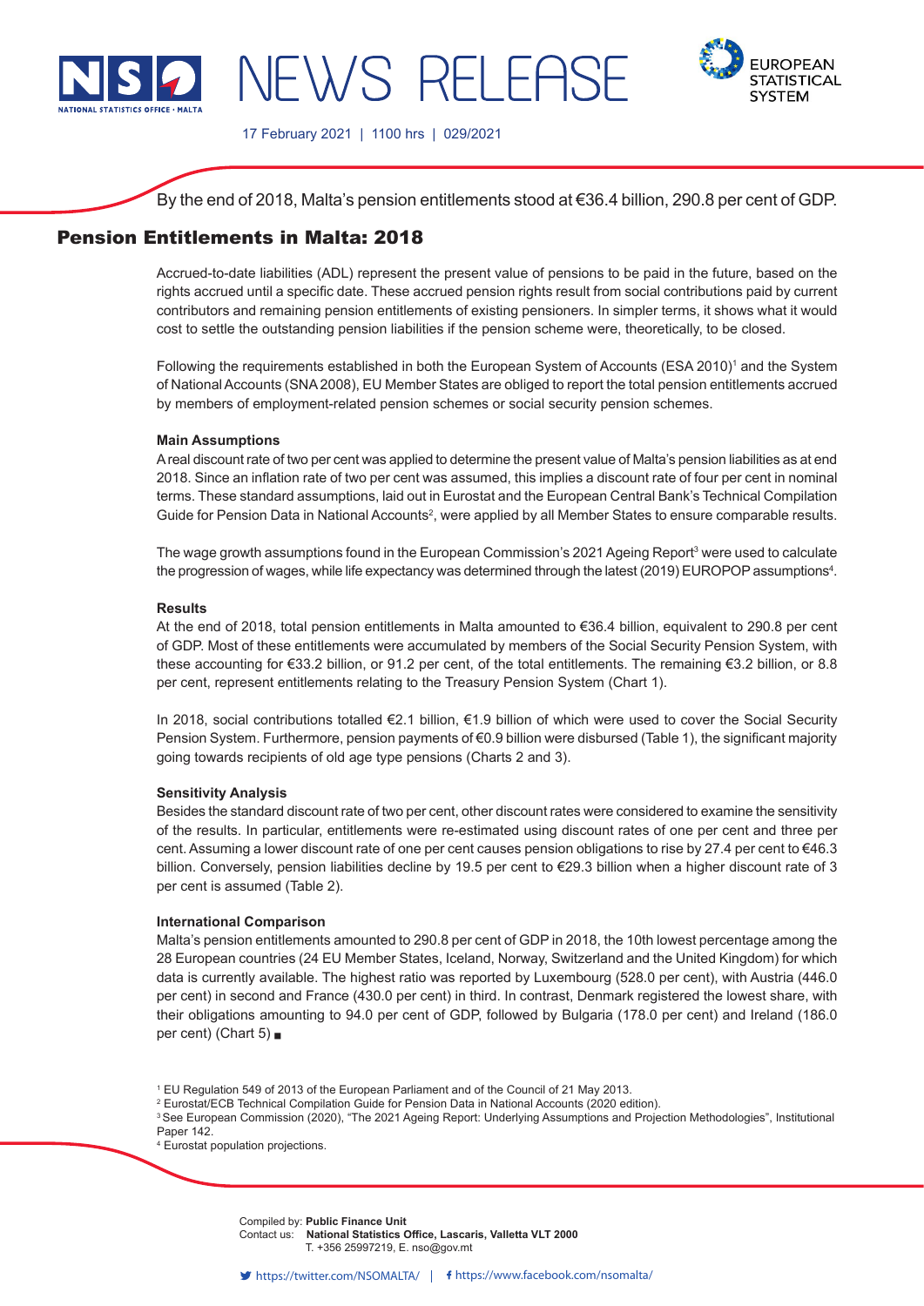NEWS RELEASE

17 February 2021 | 1100 hrs | 029/2021

By the end of 2018, Malta's pension entitlements stood at €36.4 billion, 290.8 per cent of GDP.

# Pension Entitlements in Malta: 2018

Accrued-to-date liabilities (ADL) represent the present value of pensions to be paid in the future, based on the rights accrued until a specific date. These accrued pension rights result from social contributions paid by current contributors and remaining pension entitlements of existing pensioners. In simpler terms, it shows what it would cost to settle the outstanding pension liabilities if the pension scheme were, theoretically, to be closed.

Following the requirements established in both the European System of Accounts (ESA 2010)[1] and the System of National Accounts (SNA 2008), EU Member States are obliged to report the total pension entitlements accrued by members of employment-related pension schemes or social security pension schemes.

### Main Assumptions

A real discount rate of two per cent was applied to determine the present value of Malta's pension liabilities as at end 2018. Since an inflation rate of two per cent was assumed, this implies a discount rate of four per cent in nominal terms. These standard assumptions, laid out in Eurostat and the European Central Bank's Technical Compilation Guide for Pension Data in National Accounts[2], were applied by all Member States to ensure comparable results.

The wage growth assumptions found in the European Commission's 2021 Ageing Report[3] were used to calculate the progression of wages, while life expectancy was determined through the latest (2019) EUROPOP assumptions[4].

### Results

At the end of 2018, total pension entitlements in Malta amounted to €36.4 billion, equivalent to 290.8 per cent of GDP. Most of these entitlements were accumulated by members of the Social Security Pension System, with these accounting for €33.2 billion, or 91.2 per cent, of the total entitlements. The remaining €3.2 billion, or 8.8 per cent, represent entitlements relating to the Treasury Pension System (Chart 1).

In 2018, social contributions totalled €2.1 billion, €1.9 billion of which were used to cover the Social Security Pension System. Furthermore, pension payments of €0.9 billion were disbursed (Table 1), the significant majority going towards recipients of old age type pensions (Charts 2 and 3).

### Sensitivity Analysis

Besides the standard discount rate of two per cent, other discount rates were considered to examine the sensitivity of the results. In particular, entitlements were re-estimated using discount rates of one per cent and three per cent. Assuming a lower discount rate of one per cent causes pension obligations to rise by 27.4 per cent to €46.3 billion. Conversely, pension liabilities decline by 19.5 per cent to €29.3 billion when a higher discount rate of 3 per cent is assumed (Table 2).

### International Comparison

Malta's pension entitlements amounted to 290.8 per cent of GDP in 2018, the 10th lowest percentage among the 28 European countries (24 EU Member States, Iceland, Norway, Switzerland and the United Kingdom) for which data is currently available. The highest ratio was reported by Luxembourg (528.0 per cent), with Austria (446.0 per cent) in second and France (430.0 per cent) in third. In contrast, Denmark registered the lowest share, with their obligations amounting to 94.0 per cent of GDP, followed by Bulgaria (178.0 per cent) and Ireland (186.0 per cent) (Chart 5) ■

[1] EU Regulation 549 of 2013 of the European Parliament and of the Council of 21 May 2013.
[2] Eurostat/ECB Technical Compilation Guide for Pension Data in National Accounts (2020 edition).
[3] See European Commission (2020), "The 2021 Ageing Report: Underlying Assumptions and Projection Methodologies", Institutional Paper 142.
[4] Eurostat population projections.

Compiled by: **Public Finance Unit**
Contact us: **National Statistics Office, Lascaris, Valletta VLT 2000**
T. +356 25997219, E. nso@gov.mt

https://twitter.com/NSOMALTA/ | https://www.facebook.com/nsomalta/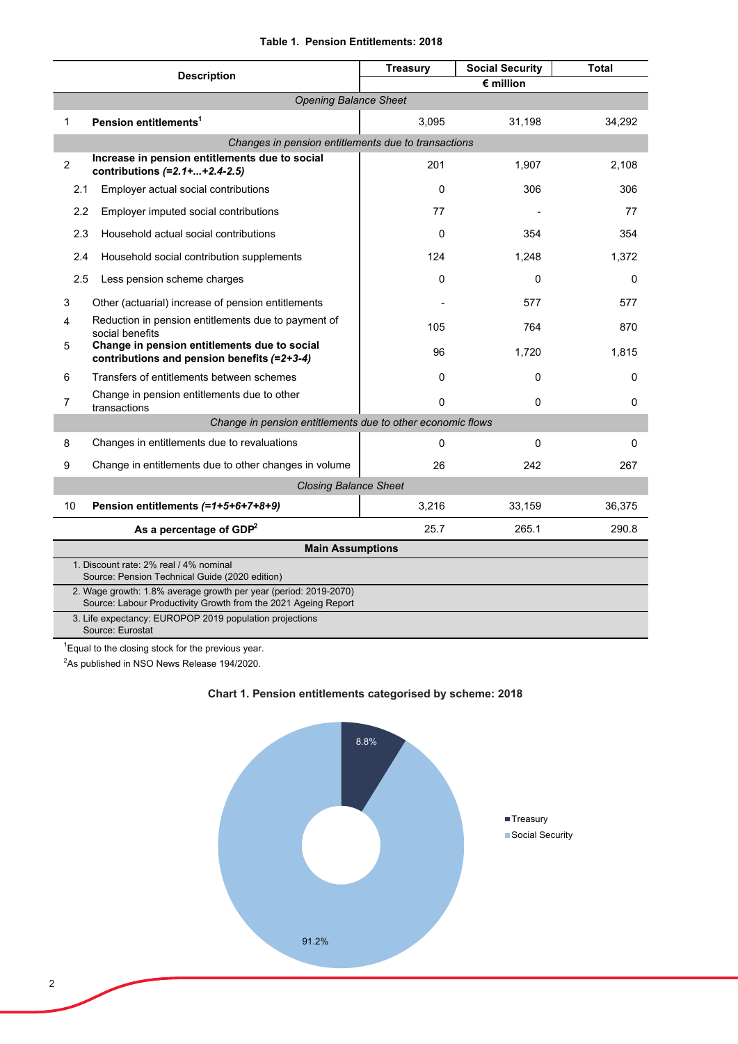**Table 1. Pension Entitlements: 2018**

| | Description | Treasury | Social Security | Total |
|---|---|---|---|---|
| | | € million | | |
| | *Opening Balance Sheet* | | | |
| 1 | **Pension entitlements**[1] | 3,095 | 31,198 | 34,292 |
| | *Changes in pension entitlements due to transactions* | | | |
| 2 | **Increase in pension entitlements due to social contributions *(=2.1+...+2.4-2.5)*** | 201 | 1,907 | 2,108 |
| 2.1 | Employer actual social contributions | 0 | 306 | 306 |
| 2.2 | Employer imputed social contributions | 77 | - | 77 |
| 2.3 | Household actual social contributions | 0 | 354 | 354 |
| 2.4 | Household social contribution supplements | 124 | 1,248 | 1,372 |
| 2.5 | Less pension scheme charges | 0 | 0 | 0 |
| 3 | Other (actuarial) increase of pension entitlements | - | 577 | 577 |
| 4 | Reduction in pension entitlements due to payment of social benefits | 105 | 764 | 870 |
| 5 | **Change in pension entitlements due to social contributions and pension benefits *(=2+3-4)*** | 96 | 1,720 | 1,815 |
| 6 | Transfers of entitlements between schemes | 0 | 0 | 0 |
| 7 | Change in pension entitlements due to other transactions | 0 | 0 | 0 |
| | *Change in pension entitlements due to other economic flows* | | | |
| 8 | Changes in entitlements due to revaluations | 0 | 0 | 0 |
| 9 | Change in entitlements due to other changes in volume | 26 | 242 | 267 |
| | *Closing Balance Sheet* | | | |
| 10 | **Pension entitlements *(=1+5+6+7+8+9)*** | 3,216 | 33,159 | 36,375 |
| | **As a percentage of GDP**[2] | 25.7 | 265.1 | 290.8 |

**Main Assumptions**

1. Discount rate: 2% real / 4% nominal
   Source: Pension Technical Guide (2020 edition)
2. Wage growth: 1.8% average growth per year (period: 2019-2070)
   Source: Labour Productivity Growth from the 2021 Ageing Report
3. Life expectancy: EUROPOP 2019 population projections
   Source: Eurostat

[1]Equal to the closing stock for the previous year.

[2]As published in NSO News Release 194/2020.

**Chart 1. Pension entitlements categorised by scheme: 2018**

| Scheme | Share |
|---|---|
| Treasury | 8.8% |
| Social Security | 91.2% |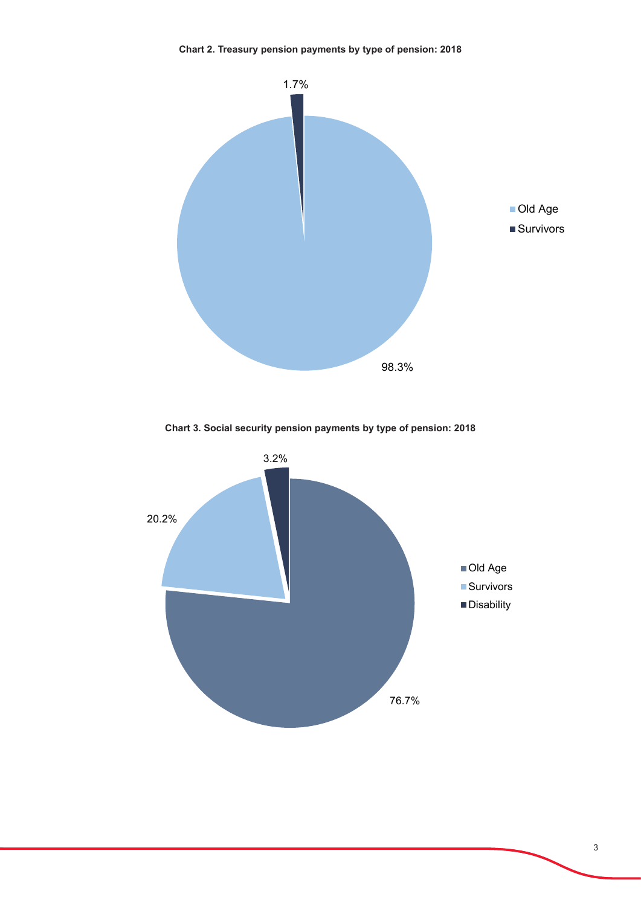**Chart 2. Treasury pension payments by type of pension: 2018**

| Type of pension | Share |
|---|---|
| Old Age | 98.3% |
| Survivors | 1.7% |

**Chart 3. Social security pension payments by type of pension: 2018**

| Type of pension | Share |
|---|---|
| Old Age | 76.7% |
| Survivors | 20.2% |
| Disability | 3.2% |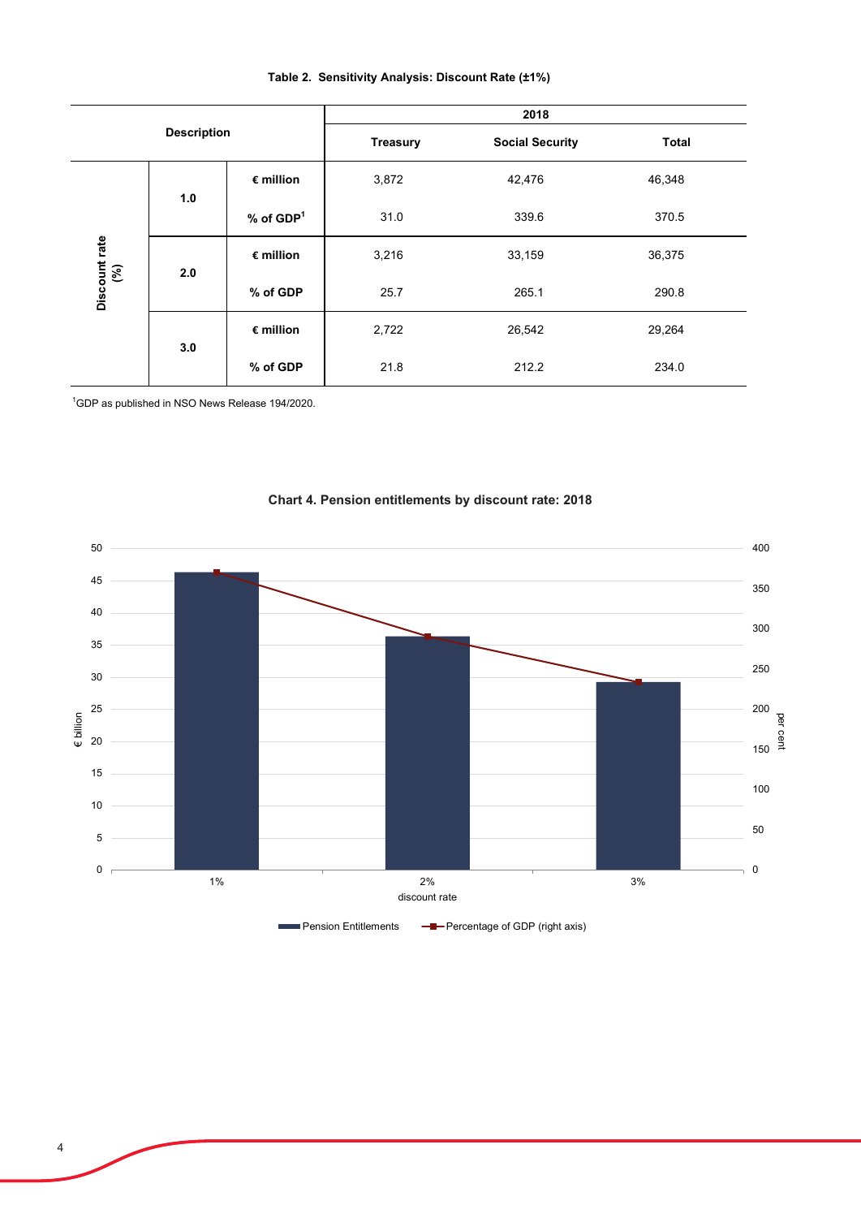**Table 2. Sensitivity Analysis: Discount Rate (±1%)**

| Description | | | 2018 | | |
|---|---|---|---|---|---|
| | | | Treasury | Social Security | Total |
| Discount rate (%) | 1.0 | € million | 3,872 | 42,476 | 46,348 |
| | | % of GDP[1] | 31.0 | 339.6 | 370.5 |
| | 2.0 | € million | 3,216 | 33,159 | 36,375 |
| | | % of GDP | 25.7 | 265.1 | 290.8 |
| | 3.0 | € million | 2,722 | 26,542 | 29,264 |
| | | % of GDP | 21.8 | 212.2 | 234.0 |

[1]GDP as published in NSO News Release 194/2020.

**Chart 4. Pension entitlements by discount rate: 2018**

| discount rate | Pension Entitlements (€ billion) | Percentage of GDP (right axis, per cent) |
|---|---|---|
| 1% | 46.3 | 370.5 |
| 2% | 36.4 | 290.8 |
| 3% | 29.3 | 234.0 |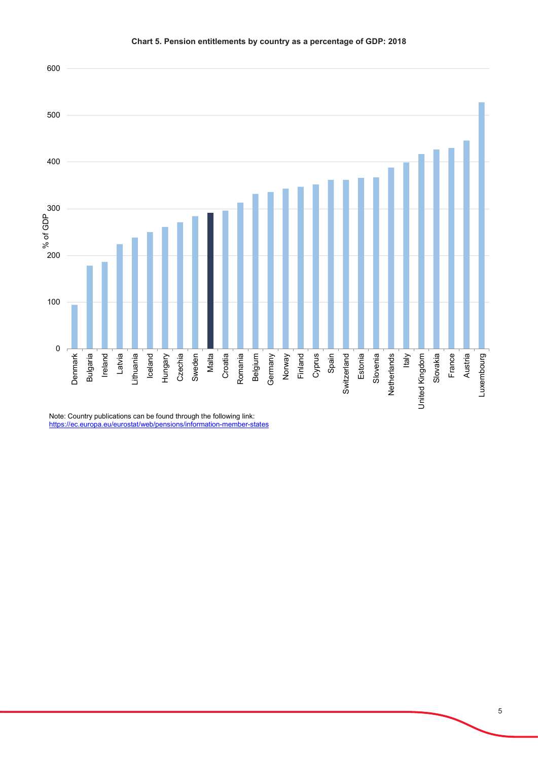**Chart 5. Pension entitlements by country as a percentage of GDP: 2018**

Note: Country publications can be found through the following link:
https://ec.europa.eu/eurostat/web/pensions/information-member-states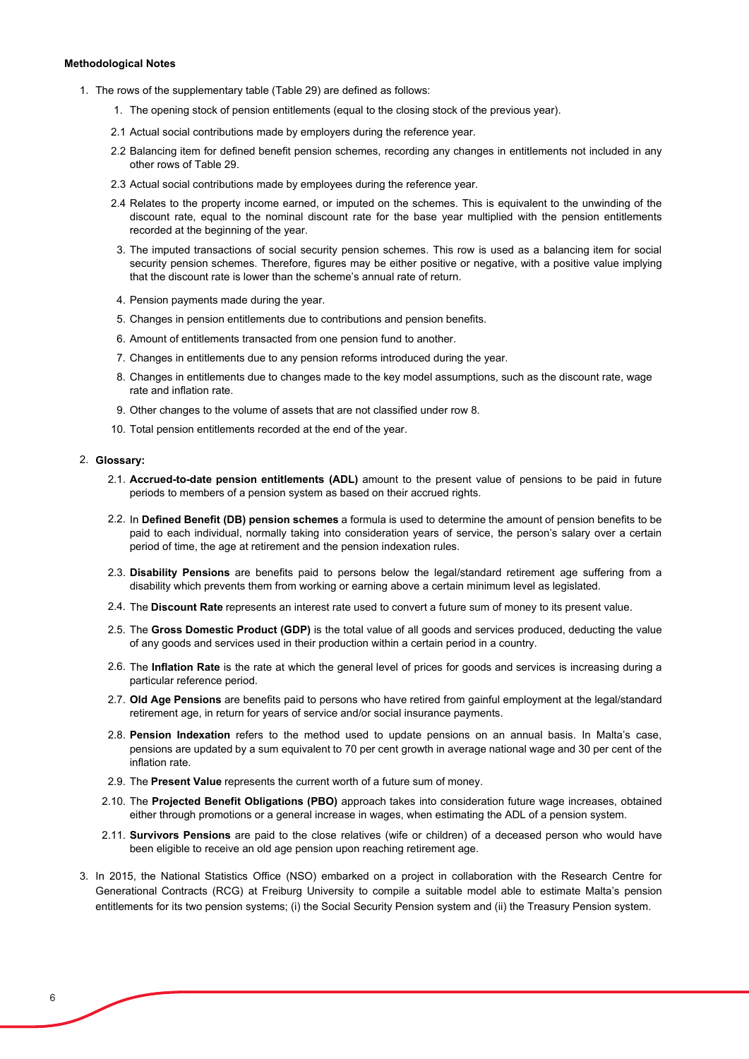**Methodological Notes**

1. The rows of the supplementary table (Table 29) are defined as follows:

    1. The opening stock of pension entitlements (equal to the closing stock of the previous year).

    2.1 Actual social contributions made by employers during the reference year.

    2.2 Balancing item for defined benefit pension schemes, recording any changes in entitlements not included in any other rows of Table 29.

    2.3 Actual social contributions made by employees during the reference year.

    2.4 Relates to the property income earned, or imputed on the schemes. This is equivalent to the unwinding of the discount rate, equal to the nominal discount rate for the base year multiplied with the pension entitlements recorded at the beginning of the year.

    3. The imputed transactions of social security pension schemes. This row is used as a balancing item for social security pension schemes. Therefore, figures may be either positive or negative, with a positive value implying that the discount rate is lower than the scheme's annual rate of return.

    4. Pension payments made during the year.

    5. Changes in pension entitlements due to contributions and pension benefits.

    6. Amount of entitlements transacted from one pension fund to another.

    7. Changes in entitlements due to any pension reforms introduced during the year.

    8. Changes in entitlements due to changes made to the key model assumptions, such as the discount rate, wage rate and inflation rate.

    9. Other changes to the volume of assets that are not classified under row 8.

    10. Total pension entitlements recorded at the end of the year.

2. **Glossary:**

    2.1. **Accrued-to-date pension entitlements (ADL)** amount to the present value of pensions to be paid in future periods to members of a pension system as based on their accrued rights.

    2.2. In **Defined Benefit (DB) pension schemes** a formula is used to determine the amount of pension benefits to be paid to each individual, normally taking into consideration years of service, the person's salary over a certain period of time, the age at retirement and the pension indexation rules.

    2.3. **Disability Pensions** are benefits paid to persons below the legal/standard retirement age suffering from a disability which prevents them from working or earning above a certain minimum level as legislated.

    2.4. The **Discount Rate** represents an interest rate used to convert a future sum of money to its present value.

    2.5. The **Gross Domestic Product (GDP)** is the total value of all goods and services produced, deducting the value of any goods and services used in their production within a certain period in a country.

    2.6. The **Inflation Rate** is the rate at which the general level of prices for goods and services is increasing during a particular reference period.

    2.7. **Old Age Pensions** are benefits paid to persons who have retired from gainful employment at the legal/standard retirement age, in return for years of service and/or social insurance payments.

    2.8. **Pension Indexation** refers to the method used to update pensions on an annual basis. In Malta's case, pensions are updated by a sum equivalent to 70 per cent growth in average national wage and 30 per cent of the inflation rate.

    2.9. The **Present Value** represents the current worth of a future sum of money.

    2.10. The **Projected Benefit Obligations (PBO)** approach takes into consideration future wage increases, obtained either through promotions or a general increase in wages, when estimating the ADL of a pension system.

    2.11. **Survivors Pensions** are paid to the close relatives (wife or children) of a deceased person who would have been eligible to receive an old age pension upon reaching retirement age.

3. In 2015, the National Statistics Office (NSO) embarked on a project in collaboration with the Research Centre for Generational Contracts (RCG) at Freiburg University to compile a suitable model able to estimate Malta's pension entitlements for its two pension systems; (i) the Social Security Pension system and (ii) the Treasury Pension system.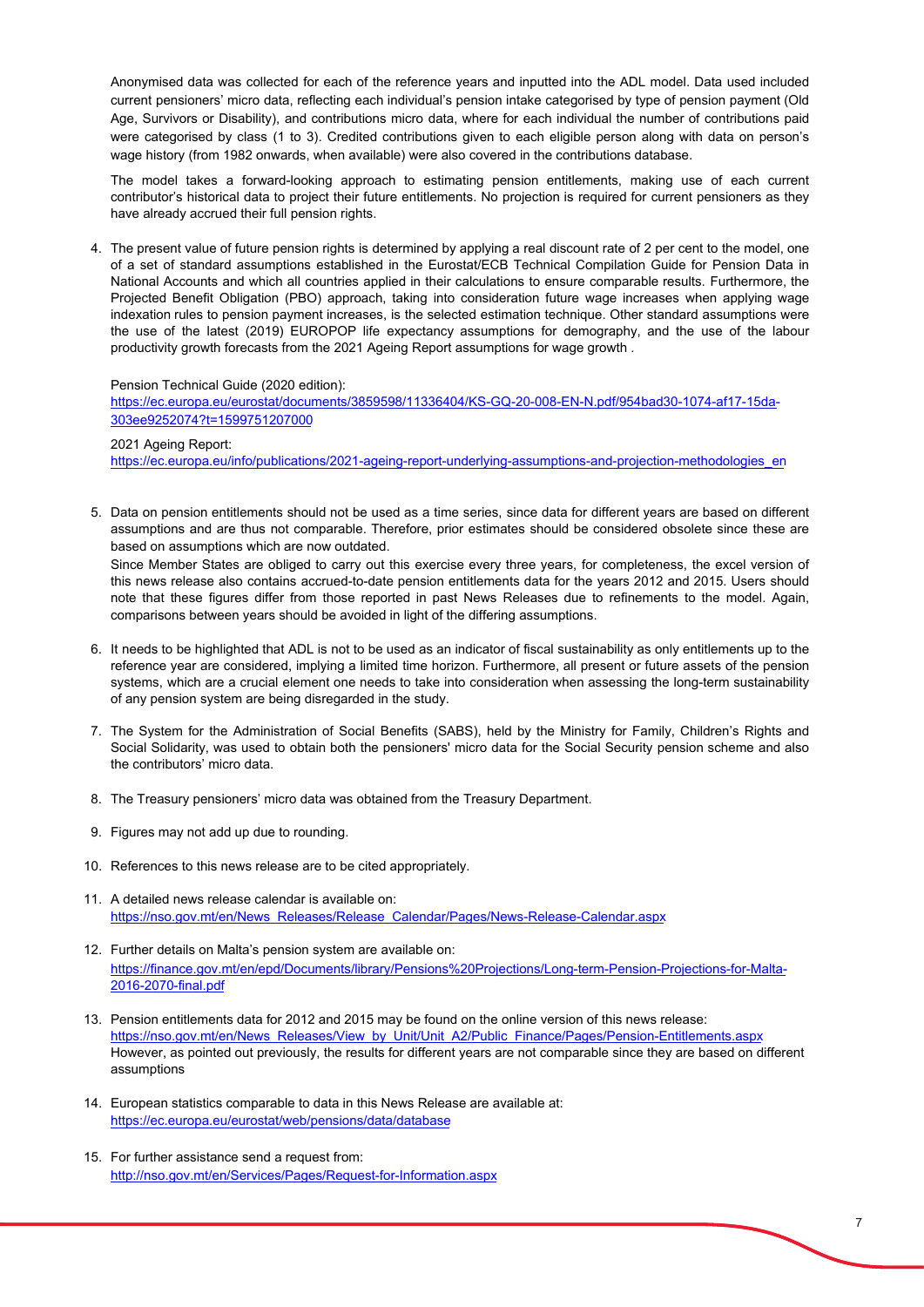Anonymised data was collected for each of the reference years and inputted into the ADL model. Data used included current pensioners' micro data, reflecting each individual's pension intake categorised by type of pension payment (Old Age, Survivors or Disability), and contributions micro data, where for each individual the number of contributions paid were categorised by class (1 to 3). Credited contributions given to each eligible person along with data on person's wage history (from 1982 onwards, when available) were also covered in the contributions database.

The model takes a forward-looking approach to estimating pension entitlements, making use of each current contributor's historical data to project their future entitlements. No projection is required for current pensioners as they have already accrued their full pension rights.

4. The present value of future pension rights is determined by applying a real discount rate of 2 per cent to the model, one of a set of standard assumptions established in the Eurostat/ECB Technical Compilation Guide for Pension Data in National Accounts and which all countries applied in their calculations to ensure comparable results. Furthermore, the Projected Benefit Obligation (PBO) approach, taking into consideration future wage increases when applying wage indexation rules to pension payment increases, is the selected estimation technique. Other standard assumptions were the use of the latest (2019) EUROPOP life expectancy assumptions for demography, and the use of the labour productivity growth forecasts from the 2021 Ageing Report assumptions for wage growth .

   Pension Technical Guide (2020 edition):
   https://ec.europa.eu/eurostat/documents/3859598/11336404/KS-GQ-20-008-EN-N.pdf/954bad30-1074-af17-15da-303ee9252074?t=1599751207000

   2021 Ageing Report:
   https://ec.europa.eu/info/publications/2021-ageing-report-underlying-assumptions-and-projection-methodologies_en

5. Data on pension entitlements should not be used as a time series, since data for different years are based on different assumptions and are thus not comparable. Therefore, prior estimates should be considered obsolete since these are based on assumptions which are now outdated.
   Since Member States are obliged to carry out this exercise every three years, for completeness, the excel version of this news release also contains accrued-to-date pension entitlements data for the years 2012 and 2015. Users should note that these figures differ from those reported in past News Releases due to refinements to the model. Again, comparisons between years should be avoided in light of the differing assumptions.

6. It needs to be highlighted that ADL is not to be used as an indicator of fiscal sustainability as only entitlements up to the reference year are considered, implying a limited time horizon. Furthermore, all present or future assets of the pension systems, which are a crucial element one needs to take into consideration when assessing the long-term sustainability of any pension system are being disregarded in the study.

7. The System for the Administration of Social Benefits (SABS), held by the Ministry for Family, Children's Rights and Social Solidarity, was used to obtain both the pensioners' micro data for the Social Security pension scheme and also the contributors' micro data.

8. The Treasury pensioners' micro data was obtained from the Treasury Department.

9. Figures may not add up due to rounding.

10. References to this news release are to be cited appropriately.

11. A detailed news release calendar is available on:
    https://nso.gov.mt/en/News_Releases/Release_Calendar/Pages/News-Release-Calendar.aspx

12. Further details on Malta's pension system are available on:
    https://finance.gov.mt/en/epd/Documents/library/Pensions%20Projections/Long-term-Pension-Projections-for-Malta-2016-2070-final.pdf

13. Pension entitlements data for 2012 and 2015 may be found on the online version of this news release:
    https://nso.gov.mt/en/News_Releases/View_by_Unit/Unit_A2/Public_Finance/Pages/Pension-Entitlements.aspx
    However, as pointed out previously, the results for different years are not comparable since they are based on different assumptions

14. European statistics comparable to data in this News Release are available at:
    https://ec.europa.eu/eurostat/web/pensions/data/database

15. For further assistance send a request from:
    http://nso.gov.mt/en/Services/Pages/Request-for-Information.aspx